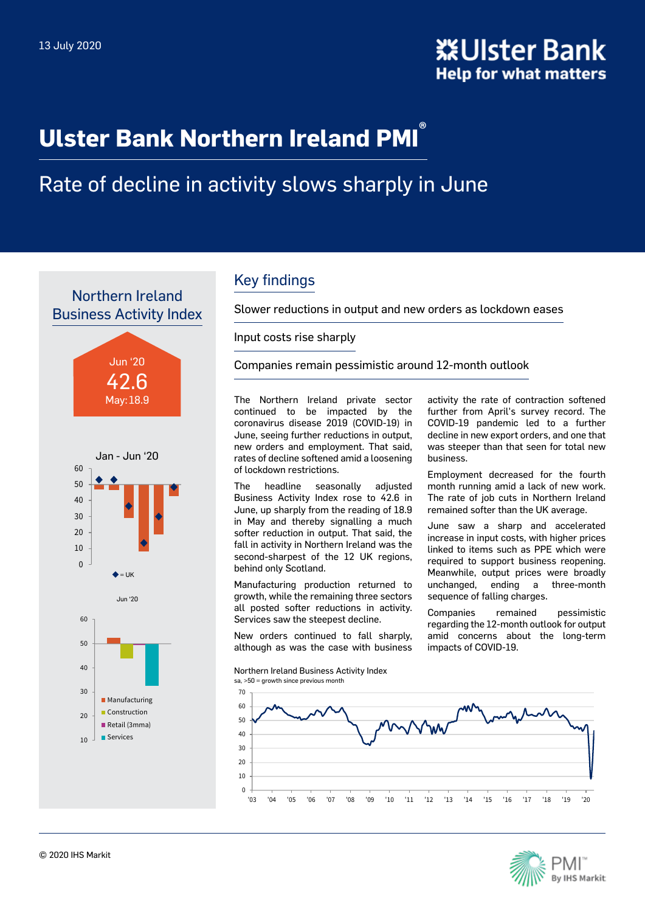13 July 2020

# Ulster Bank Northern Ireland PMI®

## Rate of decline in activity slows sharply in June

### Northern Ireland Business Activity Index

Jun '20
42.6
May: 18.9

## Key findings

Slower reductions in output and new orders as lockdown eases

Input costs rise sharply

Companies remain pessimistic around 12-month outlook

The Northern Ireland private sector continued to be impacted by the coronavirus disease 2019 (COVID-19) in June, seeing further reductions in output, new orders and employment. That said, rates of decline softened amid a loosening of lockdown restrictions.

The headline seasonally adjusted Business Activity Index rose to 42.6 in June, up sharply from the reading of 18.9 in May and thereby signalling a much softer reduction in output. That said, the fall in activity in Northern Ireland was the second-sharpest of the 12 UK regions, behind only Scotland.

Manufacturing production returned to growth, while the remaining three sectors all posted softer reductions in activity. Services saw the steepest decline.

New orders continued to fall sharply, although as was the case with business activity the rate of contraction softened further from April's survey record. The COVID-19 pandemic led to a further decline in new export orders, and one that was steeper than that seen for total new business.

Employment decreased for the fourth month running amid a lack of new work. The rate of job cuts in Northern Ireland remained softer than the UK average.

June saw a sharp and accelerated increase in input costs, with higher prices linked to items such as PPE which were required to support business reopening. Meanwhile, output prices were broadly unchanged, ending a three-month sequence of falling charges.

Companies remained pessimistic regarding the 12-month outlook for output amid concerns about the long-term impacts of COVID-19.

© 2020 IHS Markit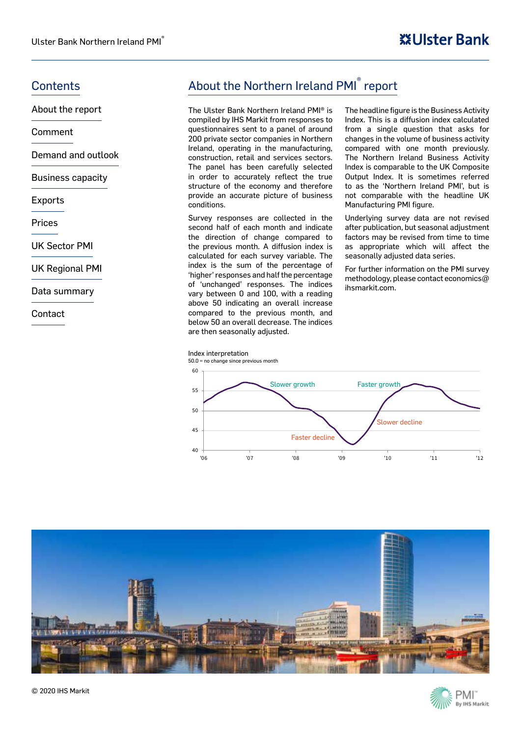## Contents

- About the report
- Comment
- Demand and outlook
- Business capacity
- Exports
- Prices
- UK Sector PMI
- UK Regional PMI
- Data summary
- Contact

## About the Northern Ireland PMI® report

The Ulster Bank Northern Ireland PMI® is compiled by IHS Markit from responses to questionnaires sent to a panel of around 200 private sector companies in Northern Ireland, operating in the manufacturing, construction, retail and services sectors. The panel has been carefully selected in order to accurately reflect the true structure of the economy and therefore provide an accurate picture of business conditions.

Survey responses are collected in the second half of each month and indicate the direction of change compared to the previous month. A diffusion index is calculated for each survey variable. The index is the sum of the percentage of 'higher' responses and half the percentage of 'unchanged' responses. The indices vary between 0 and 100, with a reading above 50 indicating an overall increase compared to the previous month, and below 50 an overall decrease. The indices are then seasonally adjusted.

The headline figure is the Business Activity Index. This is a diffusion index calculated from a single question that asks for changes in the volume of business activity compared with one month previously. The Northern Ireland Business Activity Index is comparable to the UK Composite Output Index. It is sometimes referred to as the 'Northern Ireland PMI', but is not comparable with the headline UK Manufacturing PMI figure.

Underlying survey data are not revised after publication, but seasonal adjustment factors may be revised from time to time as appropriate which will affect the seasonally adjusted data series.

For further information on the PMI survey methodology, please contact economics@ihsmarkit.com.

Index interpretation

50.0 = no change since previous month

© 2020 IHS Markit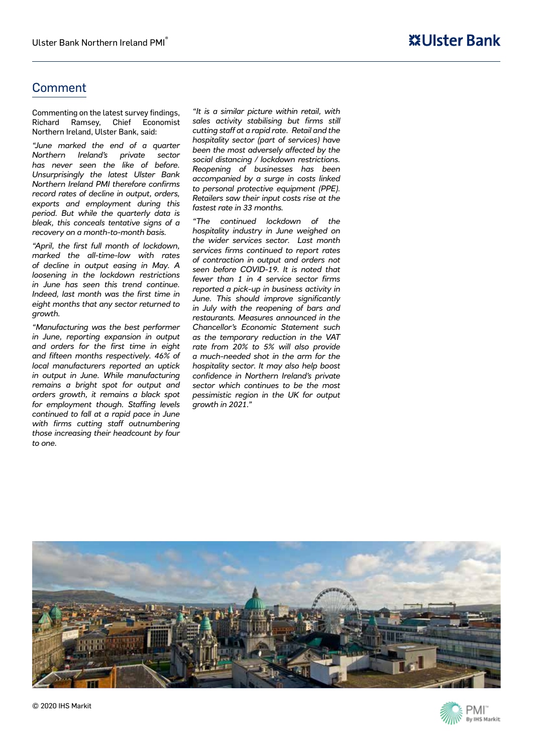## Comment

Commenting on the latest survey findings, Richard Ramsey, Chief Economist Northern Ireland, Ulster Bank, said:

*"June marked the end of a quarter Northern Ireland's private sector has never seen the like of before. Unsurprisingly the latest Ulster Bank Northern Ireland PMI therefore confirms record rates of decline in output, orders, exports and employment during this period. But while the quarterly data is bleak, this conceals tentative signs of a recovery on a month-to-month basis.*

*"April, the first full month of lockdown, marked the all-time-low with rates of decline in output easing in May. A loosening in the lockdown restrictions in June has seen this trend continue. Indeed, last month was the first time in eight months that any sector returned to growth.*

*"Manufacturing was the best performer in June, reporting expansion in output and orders for the first time in eight and fifteen months respectively. 46% of local manufacturers reported an uptick in output in June. While manufacturing remains a bright spot for output and orders growth, it remains a black spot for employment though. Staffing levels continued to fall at a rapid pace in June with firms cutting staff outnumbering those increasing their headcount by four to one.*

*"It is a similar picture within retail, with sales activity stabilising but firms still cutting staff at a rapid rate. Retail and the hospitality sector (part of services) have been the most adversely affected by the social distancing / lockdown restrictions. Reopening of businesses has been accompanied by a surge in costs linked to personal protective equipment (PPE). Retailers saw their input costs rise at the fastest rate in 33 months.*

*"The continued lockdown of the hospitality industry in June weighed on the wider services sector. Last month services firms continued to report rates of contraction in output and orders not seen before COVID-19. It is noted that fewer than 1 in 4 service sector firms reported a pick-up in business activity in June. This should improve significantly in July with the reopening of bars and restaurants. Measures announced in the Chancellor's Economic Statement such as the temporary reduction in the VAT rate from 20% to 5% will also provide a much-needed shot in the arm for the hospitality sector. It may also help boost confidence in Northern Ireland's private sector which continues to be the most pessimistic region in the UK for output growth in 2021."*

© 2020 IHS Markit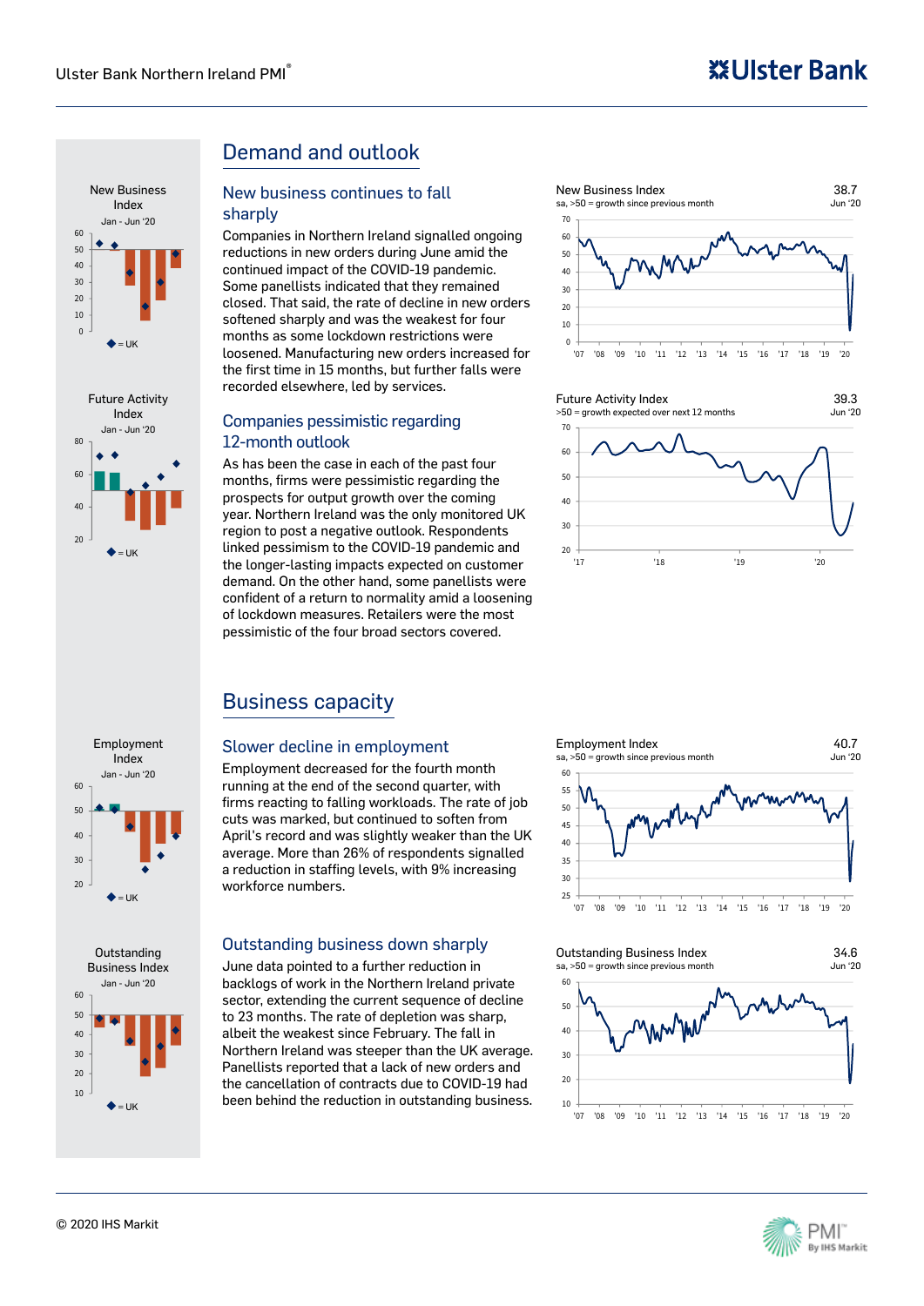## Demand and outlook

### New business continues to fall sharply

Companies in Northern Ireland signalled ongoing reductions in new orders during June amid the continued impact of the COVID-19 pandemic. Some panellists indicated that they remained closed. That said, the rate of decline in new orders softened sharply and was the weakest for four months as some lockdown restrictions were loosened. Manufacturing new orders increased for the first time in 15 months, but further falls were recorded elsewhere, led by services.

### Companies pessimistic regarding 12-month outlook

As has been the case in each of the past four months, firms were pessimistic regarding the prospects for output growth over the coming year. Northern Ireland was the only monitored UK region to post a negative outlook. Respondents linked pessimism to the COVID-19 pandemic and the longer-lasting impacts expected on customer demand. On the other hand, some panellists were confident of a return to normality amid a loosening of lockdown measures. Retailers were the most pessimistic of the four broad sectors covered.

New Business Index
Jan - Jun '20
◆ = UK

New Business Index 38.7
sa, >50 = growth since previous month Jun '20

Future Activity Index
Jan - Jun '20
◆ = UK

Future Activity Index 39.3
>50 = growth expected over next 12 months Jun '20

## Business capacity

### Slower decline in employment

Employment decreased for the fourth month running at the end of the second quarter, with firms reacting to falling workloads. The rate of job cuts was marked, but continued to soften from April's record and was slightly weaker than the UK average. More than 26% of respondents signalled a reduction in staffing levels, with 9% increasing workforce numbers.

### Outstanding business down sharply

June data pointed to a further reduction in backlogs of work in the Northern Ireland private sector, extending the current sequence of decline to 23 months. The rate of depletion was sharp, albeit the weakest since February. The fall in Northern Ireland was steeper than the UK average. Panellists reported that a lack of new orders and the cancellation of contracts due to COVID-19 had been behind the reduction in outstanding business.

Employment Index
Jan - Jun '20
◆ = UK

Employment Index 40.7
sa, >50 = growth since previous month Jun '20

Outstanding Business Index
Jan - Jun '20
◆ = UK

Outstanding Business Index 34.6
sa, >50 = growth since previous month Jun '20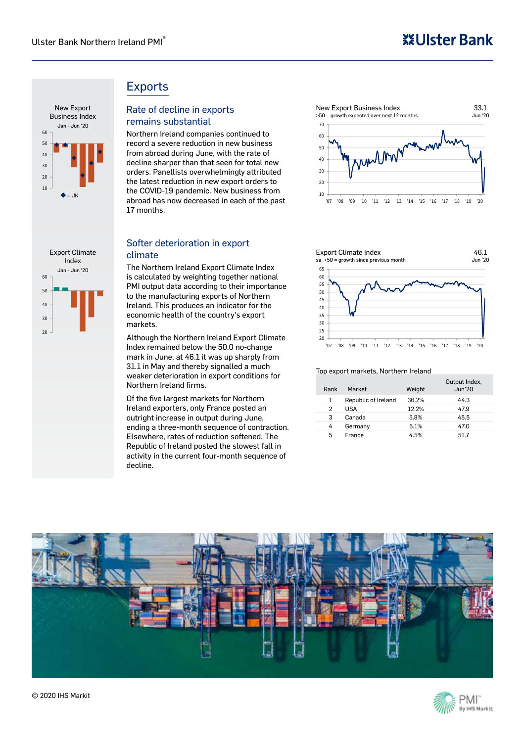## Exports

### Rate of decline in exports remains substantial

Northern Ireland companies continued to record a severe reduction in new business from abroad during June, with the rate of decline sharper than that seen for total new orders. Panellists overwhelmingly attributed the latest reduction in new export orders to the COVID-19 pandemic. New business from abroad has now decreased in each of the past 17 months.

New Export Business Index
Jan - Jun '20

New Export Business Index
>50 = growth expected over next 12 months
33.1
Jun '20

### Softer deterioration in export climate

The Northern Ireland Export Climate Index is calculated by weighting together national PMI output data according to their importance to the manufacturing exports of Northern Ireland. This produces an indicator for the economic health of the country's export markets.

Although the Northern Ireland Export Climate Index remained below the 50.0 no-change mark in June, at 46.1 it was up sharply from 31.1 in May and thereby signalled a much weaker deterioration in export conditions for Northern Ireland firms.

Of the five largest markets for Northern Ireland exporters, only France posted an outright increase in output during June, ending a three-month sequence of contraction. Elsewhere, rates of reduction softened. The Republic of Ireland posted the slowest fall in activity in the current four-month sequence of decline.

Export Climate Index
Jan - Jun '20

Export Climate Index
sa, >50 = growth since previous month
46.1
Jun '20

Top export markets, Northern Ireland

| Rank | Market | Weight | Output Index, Jun'20 |
|---|---|---|---|
| 1 | Republic of Ireland | 36.2% | 44.3 |
| 2 | USA | 12.2% | 47.9 |
| 3 | Canada | 5.8% | 45.5 |
| 4 | Germany | 5.1% | 47.0 |
| 5 | France | 4.5% | 51.7 |

© 2020 IHS Markit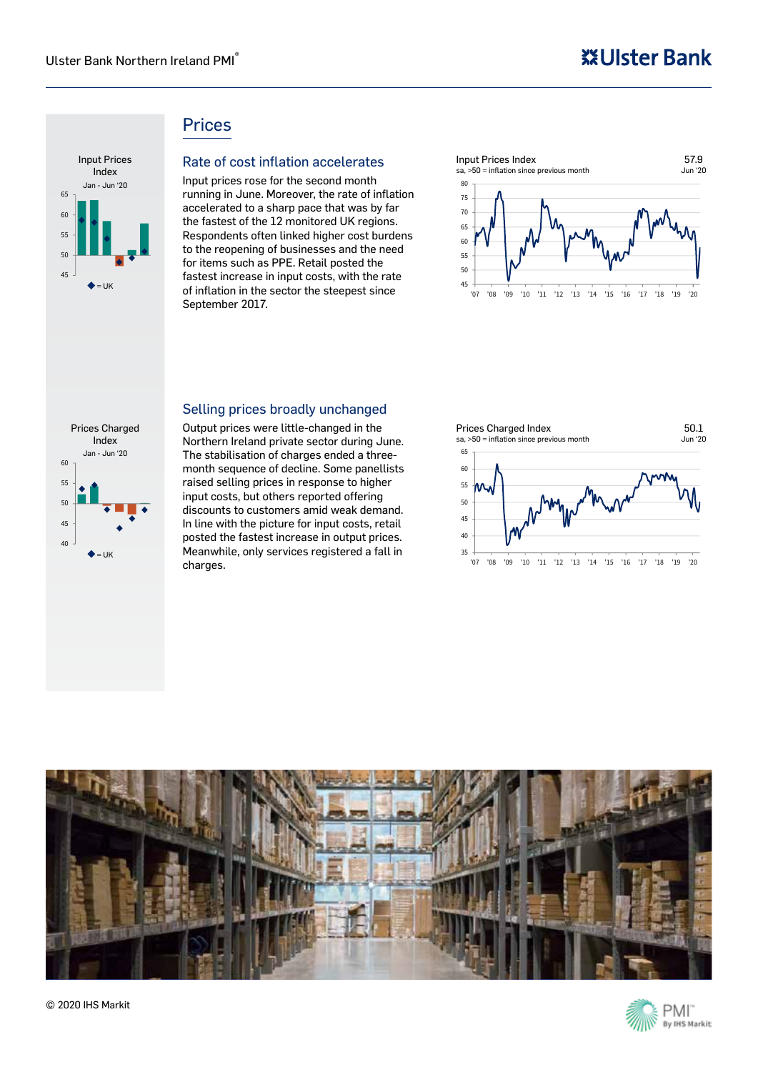## Prices

### Rate of cost inflation accelerates

Input prices rose for the second month running in June. Moreover, the rate of inflation accelerated to a sharp pace that was by far the fastest of the 12 monitored UK regions. Respondents often linked higher cost burdens to the reopening of businesses and the need for items such as PPE. Retail posted the fastest increase in input costs, with the rate of inflation in the sector the steepest since September 2017.

Input Prices Index
Jan - Jun '20
◆ = UK

Input Prices Index
sa, >50 = inflation since previous month
57.9
Jun '20

### Selling prices broadly unchanged

Output prices were little-changed in the Northern Ireland private sector during June. The stabilisation of charges ended a three-month sequence of decline. Some panellists raised selling prices in response to higher input costs, but others reported offering discounts to customers amid weak demand. In line with the picture for input costs, retail posted the fastest increase in output prices. Meanwhile, only services registered a fall in charges.

Prices Charged Index
Jan - Jun '20
◆ = UK

Prices Charged Index
sa, >50 = inflation since previous month
50.1
Jun '20

© 2020 IHS Markit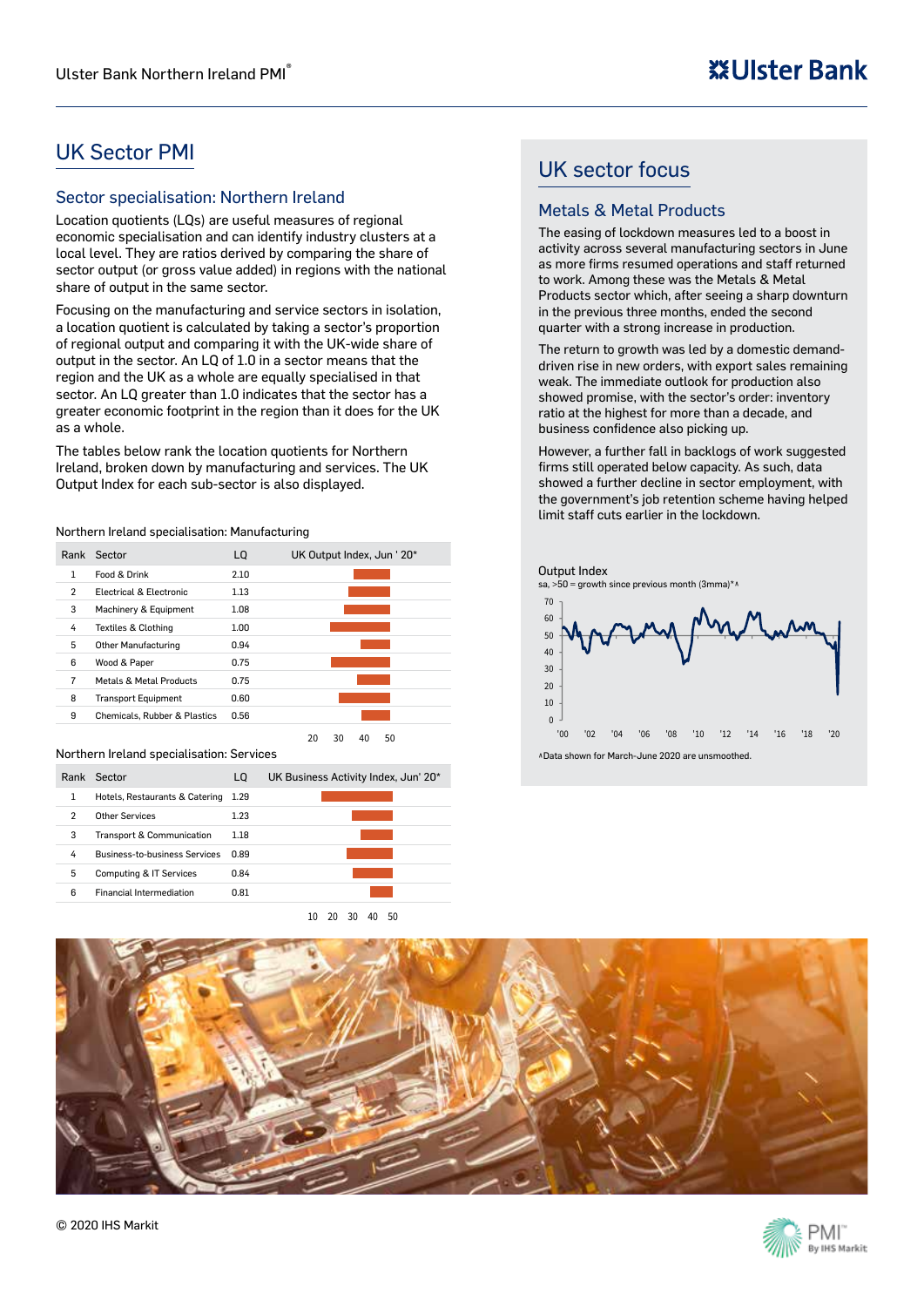# UK Sector PMI

## Sector specialisation: Northern Ireland

Location quotients (LQs) are useful measures of regional economic specialisation and can identify industry clusters at a local level. They are ratios derived by comparing the share of sector output (or gross value added) in regions with the national share of output in the same sector.

Focusing on the manufacturing and service sectors in isolation, a location quotient is calculated by taking a sector's proportion of regional output and comparing it with the UK-wide share of output in the sector. An LQ of 1.0 in a sector means that the region and the UK as a whole are equally specialised in that sector. An LQ greater than 1.0 indicates that the sector has a greater economic footprint in the region than it does for the UK as a whole.

The tables below rank the location quotients for Northern Ireland, broken down by manufacturing and service sectors. The UK Output Index for each sub-sector is also displayed.

Northern Ireland specialisation: Manufacturing

| Rank | Sector | LQ | UK Output Index, Jun ' 20* |
|---|---|---|---|
| 1 | Food & Drink | 2.10 | |
| 2 | Electrical & Electronic | 1.13 | |
| 3 | Machinery & Equipment | 1.08 | |
| 4 | Textiles & Clothing | 1.00 | |
| 5 | Other Manufacturing | 0.94 | |
| 6 | Wood & Paper | 0.75 | |
| 7 | Metals & Metal Products | 0.75 | |
| 8 | Transport Equipment | 0.60 | |
| 9 | Chemicals, Rubber & Plastics | 0.56 | |

Northern Ireland specialisation: Services

| Rank | Sector | LQ | UK Business Activity Index, Jun' 20* |
|---|---|---|---|
| 1 | Hotels, Restaurants & Catering | 1.29 | |
| 2 | Other Services | 1.23 | |
| 3 | Transport & Communication | 1.18 | |
| 4 | Business-to-business Services | 0.89 | |
| 5 | Computing & IT Services | 0.84 | |
| 6 | Financial Intermediation | 0.81 | |

# UK sector focus

## Metals & Metal Products

The easing of lockdown measures led to a boost in activity across several manufacturing sectors in June as more firms resumed operations and staff returned to work. Among these was the Metals & Metal Products sector which, after seeing a sharp downturn in the previous three months, ended the second quarter with a strong increase in production.

The return to growth was led by a domestic demand-driven rise in new orders, with export sales remaining weak. The immediate outlook for production also showed promise, with the sector's order: inventory ratio at the highest for more than a decade, and business confidence also picking up.

However, a further fall in backlogs of work suggested firms still operated below capacity. As such, data showed a further decline in sector employment, with the government's job retention scheme having helped limit staff cuts earlier in the lockdown.

Output Index

sa, >50 = growth since previous month (3mma)*^

^Data shown for March-June 2020 are unsmoothed.

© 2020 IHS Markit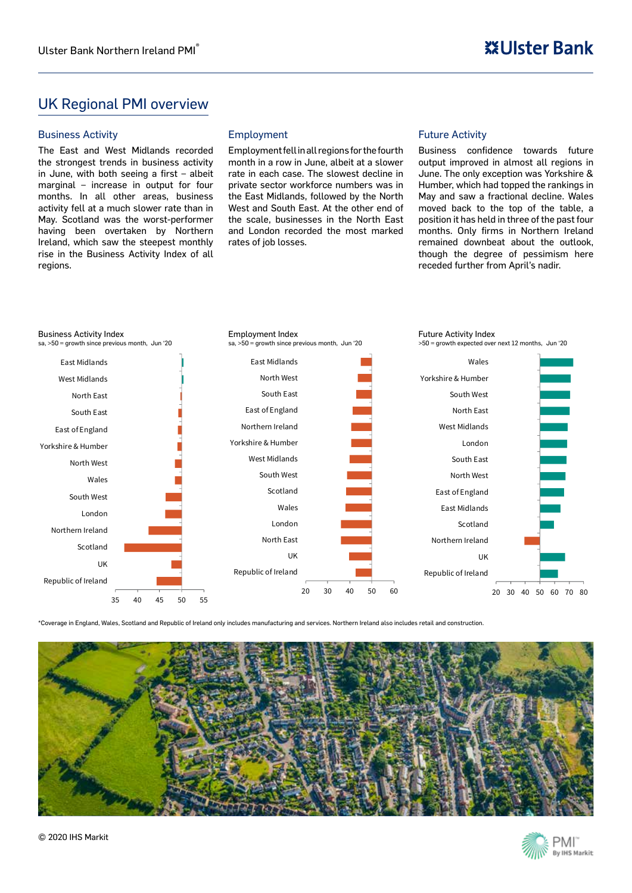## UK Regional PMI overview

### Business Activity

The East and West Midlands recorded the strongest trends in business activity in June, with both seeing a first – albeit marginal – increase in output for four months. In all other areas, business activity fell at a much slower rate than in May. Scotland was the worst-performer having been overtaken by Northern Ireland, which saw the steepest monthly rise in the Business Activity Index of all regions.

### Employment

Employment fell in all regions for the fourth month in a row in June, albeit at a slower rate in each case. The slowest decline in private sector workforce numbers was in the East Midlands, followed by the North West and South East. At the other end of the scale, businesses in the North East and London recorded the most marked rates of job losses.

### Future Activity

Business confidence towards future output improved in almost all regions in June. The only exception was Yorkshire & Humber, which had topped the rankings in May and saw a fractional decline. Wales moved back to the top of the table, a position it has held in three of the past four months. Only firms in Northern Ireland remained downbeat about the outlook, though the degree of pessimism here receded further from April's nadir.

**Business Activity Index**
sa, >50 = growth since previous month, Jun '20

East Midlands, West Midlands, North East, South East, East of England, Yorkshire & Humber, North West, Wales, South West, London, Northern Ireland, Scotland, UK, Republic of Ireland

Axis: 35 40 45 50 55

**Employment Index**
sa, >50 = growth since previous month, Jun '20

East Midlands, North West, South East, East of England, Northern Ireland, Yorkshire & Humber, West Midlands, South West, Scotland, Wales, London, North East, UK, Republic of Ireland

Axis: 20 30 40 50 60

**Future Activity Index**
>50 = growth expected over next 12 months, Jun '20

Wales, Yorkshire & Humber, South West, North East, West Midlands, London, South East, North West, East of England, East Midlands, Scotland, Northern Ireland, UK, Republic of Ireland

Axis: 20 30 40 50 60 70 80

*Coverage in England, Wales, Scotland and Republic of Ireland only includes manufacturing and services. Northern Ireland also includes retail and construction.

© 2020 IHS Markit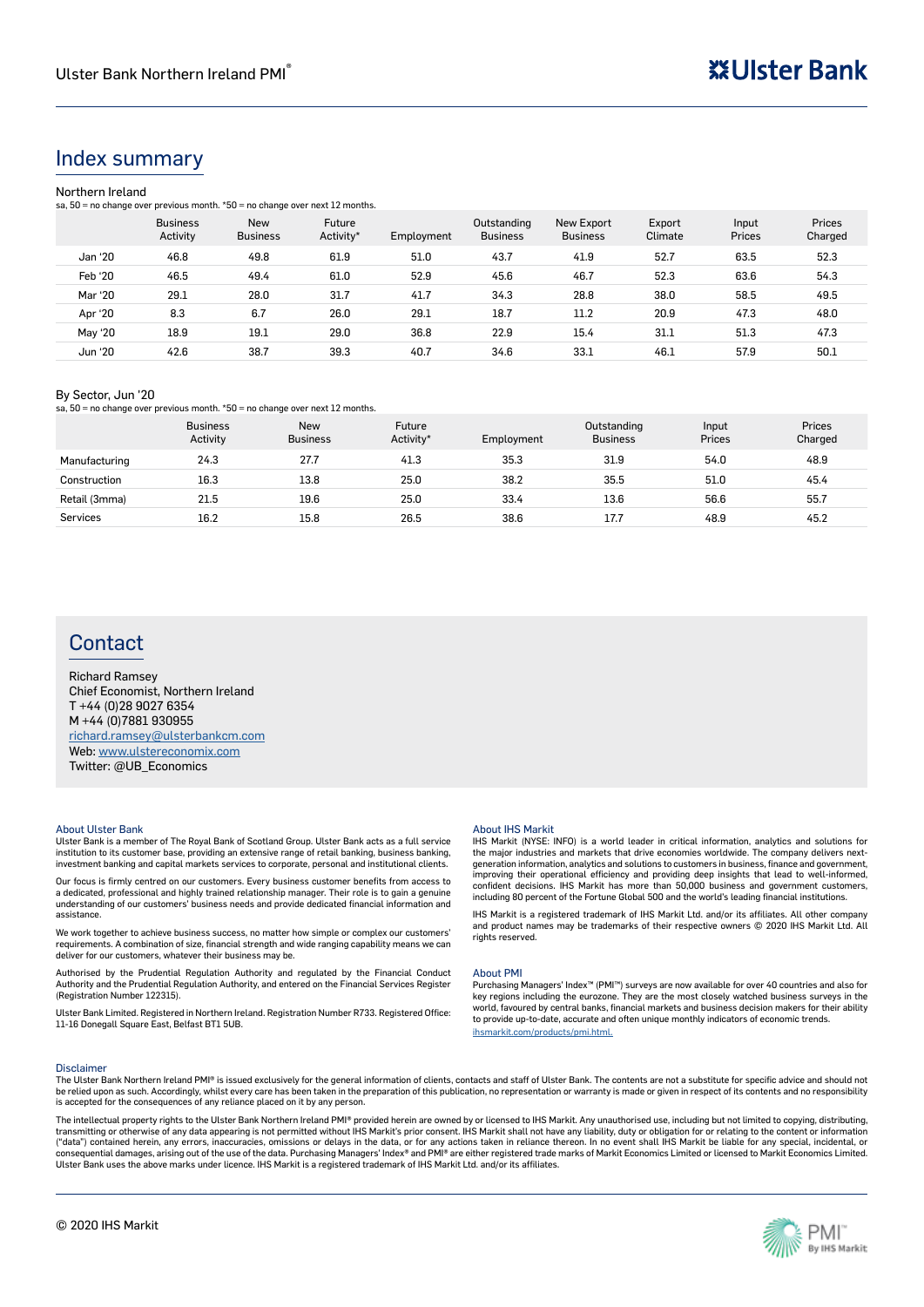## Index summary

Northern Ireland

sa, 50 = no change over previous month. *50 = no change over next 12 months.

| | Business Activity | New Business | Future Activity* | Employment | Outstanding Business | New Export Business | Export Climate | Input Prices | Prices Charged |
|---|---|---|---|---|---|---|---|---|---|
| Jan '20 | 46.8 | 49.8 | 61.9 | 51.0 | 43.7 | 41.9 | 52.7 | 63.5 | 52.3 |
| Feb '20 | 46.5 | 49.4 | 61.0 | 52.9 | 45.6 | 46.7 | 52.3 | 63.6 | 54.3 |
| Mar '20 | 29.1 | 28.0 | 31.7 | 41.7 | 34.3 | 28.8 | 38.0 | 58.5 | 49.5 |
| Apr '20 | 8.3 | 6.7 | 26.0 | 29.1 | 18.7 | 11.2 | 20.9 | 47.3 | 48.0 |
| May '20 | 18.9 | 19.1 | 29.0 | 36.8 | 22.9 | 15.4 | 31.1 | 51.3 | 47.3 |
| Jun '20 | 42.6 | 38.7 | 39.3 | 40.7 | 34.6 | 33.1 | 46.1 | 57.9 | 50.1 |

By Sector, Jun '20

sa, 50 = no change over previous month. *50 = no change over next 12 months.

| | Business Activity | New Business | Future Activity* | Employment | Outstanding Business | Input Prices | Prices Charged |
|---|---|---|---|---|---|---|---|
| Manufacturing | 24.3 | 27.7 | 41.3 | 35.3 | 31.9 | 54.0 | 48.9 |
| Construction | 16.3 | 13.8 | 25.0 | 38.2 | 35.5 | 51.0 | 45.4 |
| Retail (3mma) | 21.5 | 19.6 | 25.0 | 33.4 | 13.6 | 56.6 | 55.7 |
| Services | 16.2 | 15.8 | 26.5 | 38.6 | 17.7 | 48.9 | 45.2 |

## Contact

Richard Ramsey
Chief Economist, Northern Ireland
T +44 (0)28 9027 6354
M +44 (0)7881 930955
richard.ramsey@ulsterbankcm.com
Web: www.ulstereconomix.com
Twitter: @UB_Economics

### About Ulster Bank

Ulster Bank is a member of The Royal Bank of Scotland Group. Ulster Bank acts as a full service institution to its customer base, providing an extensive range of retail banking, business banking, investment banking and capital markets services to corporate, personal and institutional clients.

Our focus is firmly centred on our customers. Every business customer benefits from access to a dedicated, professional and highly trained relationship manager. Their role is to gain a genuine understanding of our customers' business needs and provide dedicated financial information and assistance.

We work together to achieve business success, no matter how simple or complex our customers' requirements. A combination of size, financial strength and wide ranging capability means we can deliver for our customers, whatever their business may be.

Authorised by the Prudential Regulation Authority and regulated by the Financial Conduct Authority and the Prudential Regulation Authority, and entered on the Financial Services Register (Registration Number 122315).

Ulster Bank Limited. Registered in Northern Ireland. Registration Number R733. Registered Office: 11-16 Donegall Square East, Belfast BT1 5UB.

### About IHS Markit

IHS Markit (NYSE: INFO) is a world leader in critical information, analytics and solutions for the major industries and markets that drive economies worldwide. The company delivers next-generation information, analytics and solutions to customers in business, finance and government, improving their operational efficiency and providing deep insights that lead to well-informed, confident decisions. IHS Markit has more than 50,000 business and government customers, including 80 percent of the Fortune Global 500 and the world's leading financial institutions.

IHS Markit is a registered trademark of IHS Markit Ltd. and/or its affiliates. All other company and product names may be trademarks of their respective owners © 2020 IHS Markit Ltd. All rights reserved.

### About PMI

Purchasing Managers' Index™ (PMI™) surveys are now available for over 40 countries and also for key regions including the eurozone. They are the most closely watched business surveys in the world, favoured by central banks, financial markets and business decision makers for their ability to provide up-to-date, accurate and often unique monthly indicators of economic trends. ihsmarkit.com/products/pmi.html.

### Disclaimer

The Ulster Bank Northern Ireland PMI® is issued exclusively for the general information of clients, contacts and staff of Ulster Bank. The contents are not a substitute for specific advice and should not be relied upon as such. Accordingly, whilst every care has been taken in the preparation of this publication, no representation or warranty is made or given in respect of its contents and no responsibility is accepted for the consequences of any reliance placed on it by any person.

The intellectual property rights to the Ulster Bank Northern Ireland PMI® provided herein are owned by or licensed to IHS Markit. Any unauthorised use, including but not limited to copying, distributing, transmitting or otherwise of any data appearing is not permitted without IHS Markit's prior consent. IHS Markit shall not have any liability, duty or obligation for or relating to the content or information ("data") contained herein, any errors, inaccuracies, omissions or delays in the data, or for any actions taken in reliance thereon. In no event shall IHS Markit be liable for any special, incidental, or consequential damages, arising out of the use of the data. Purchasing Managers' Index® and PMI® are either registered trade marks of Markit Economics Limited or licensed to Markit Economics Limited. Ulster Bank uses the above marks under licence. IHS Markit is a registered trademark of IHS Markit Ltd. and/or its affiliates.

© 2020 IHS Markit